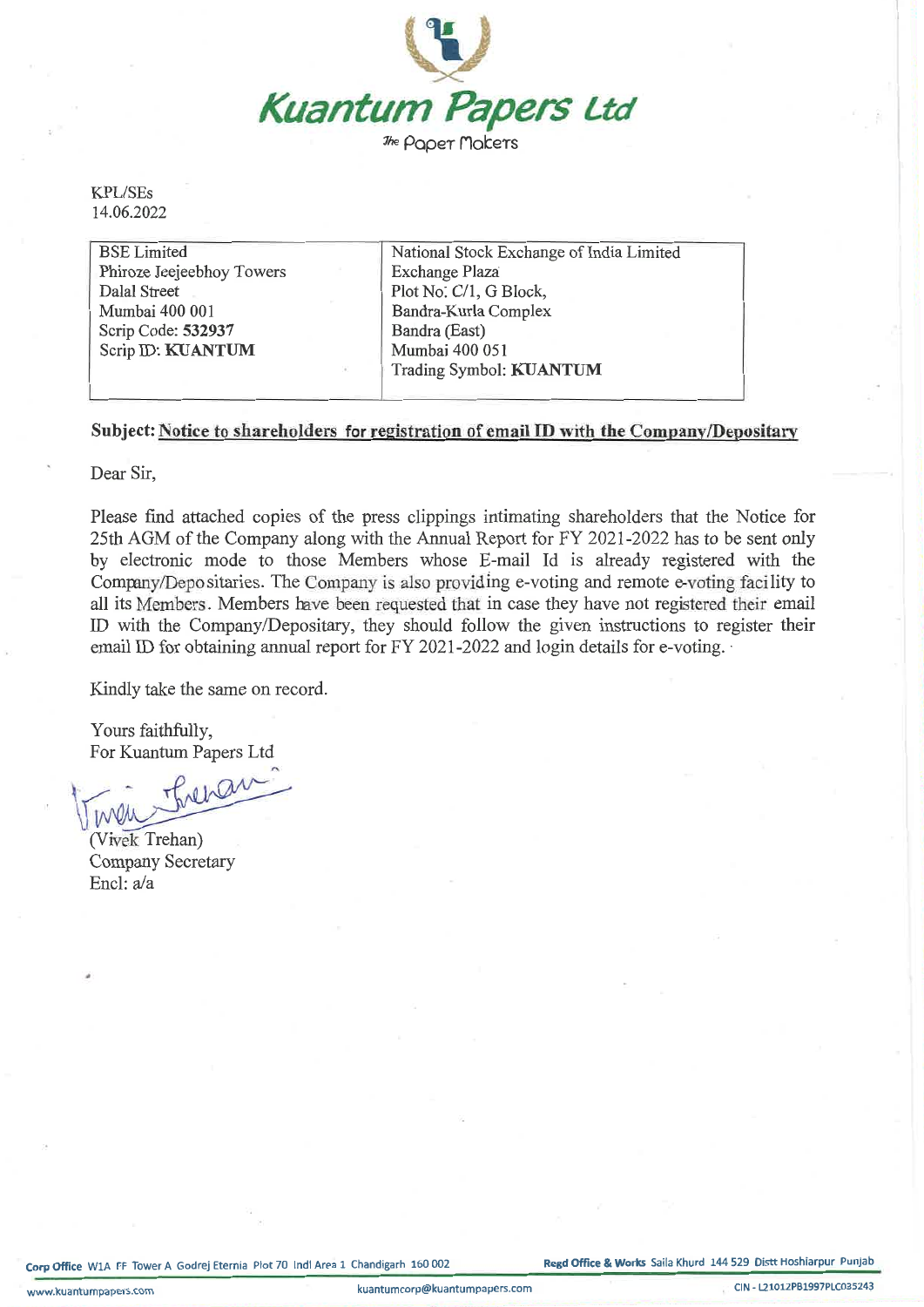# Kuantum Papers Ltd

*The Paper Makers*

KPL/SEs
14.06.2022

| BSE Limited<br>Phiroze Jeejeebhoy Towers<br>Dalal Street<br>Mumbai 400 001<br>Scrip Code: **532937**<br>Scrip ID: **KUANTUM** | National Stock Exchange of India Limited<br>Exchange Plaza<br>Plot No. C/1, G Block,<br>Bandra-Kurla Complex<br>Bandra (East)<br>Mumbai 400 051<br>Trading Symbol: **KUANTUM** |
|---|---|

**Subject: Notice to shareholders for registration of email ID with the Company/Depositary**

Dear Sir,

Please find attached copies of the press clippings intimating shareholders that the Notice for 25th AGM of the Company along with the Annual Report for FY 2021-2022 has to be sent only by electronic mode to those Members whose E-mail Id is already registered with the Company/Depositaries. The Company is also providing e-voting and remote e-voting facility to all its Members. Members have been requested that in case they have not registered their email ID with the Company/Depositary, they should follow the given instructions to register their email ID for obtaining annual report for FY 2021-2022 and login details for e-voting.

Kindly take the same on record.

Yours faithfully,
For Kuantum Papers Ltd

(Vivek Trehan)
Company Secretary
Encl: a/a

**Corp Office** W1A FF Tower A Godrej Eternia Plot 70 Indl Area 1 Chandigarh 160 002 **Regd Office & Works** Saila Khurd 144 529 Distt Hoshiarpur Punjab
www.kuantumpapers.com kuantumcorp@kuantumpapers.com CIN - L21012PB1997PLC035243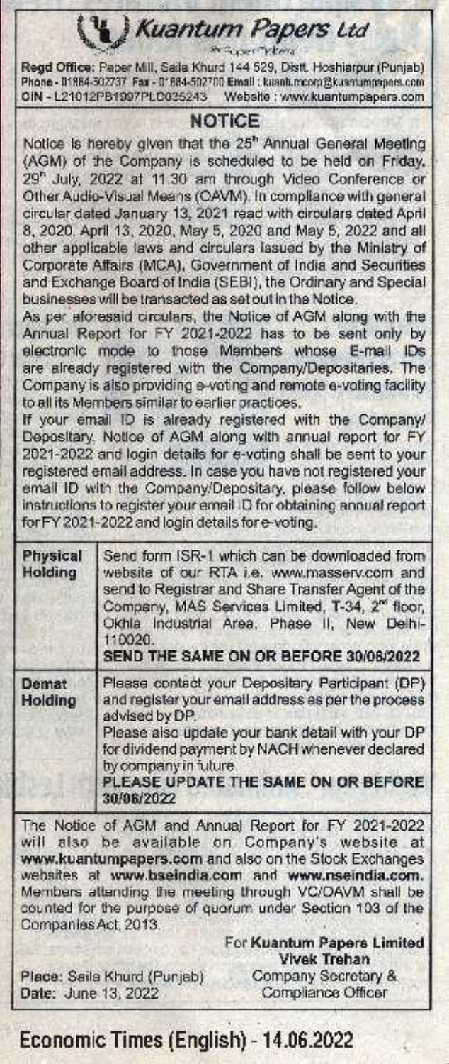# Kuantum Papers Ltd

**Regd Office:** Paper Mill, Saila Khurd 144 529, Distt. Hoshiarpur (Punjab)
Phone - 01884-302737 Fax - 01884-502700 Email : kuanb.mcorp@kuantumpapers.com
CIN - L21012PB1997PLC035243 Website : www.kuantumpapers.com

## NOTICE

Notice is hereby given that the 25th Annual General Meeting (AGM) of the Company is scheduled to be held on Friday, 29th July, 2022 at 11.30 am through Video Conference or Other Audio-Visual Means (OAVM). In compliance with general circular dated January 13, 2021 read with circulars dated April 8, 2020, April 13, 2020, May 5, 2020 and May 5, 2022 and all other applicable laws and circulars issued by the Ministry of Corporate Affairs (MCA), Government of India and Securities and Exchange Board of India (SEBI), the Ordinary and Special businesses will be transacted as set out in the Notice.

As per aforesaid circulars, the Notice of AGM along with the Annual Report for FY 2021-2022 has to be sent only by electronic mode to those Members whose E-mail IDs are already registered with the Company/Depositaries. The Company is also providing e-voting and remote e-voting facility to all its Members similar to earlier practices.

If your email ID is already registered with the Company/ Depository, Notice of AGM along with annual report for FY 2021-2022 and login details for e-voting shall be sent to your registered email address. In case you have not registered your email ID with the Company/Depositary, please follow below instructions to register your email ID for obtaining annual report for FY 2021-2022 and login details for e-voting.

| | |
|---|---|
| **Physical Holding** | Send form ISR-1 which can be downloaded from website of our RTA i.e. www.masserv.com and send to Registrar and Share Transfer Agent of the Company, MAS Services Limited, T-34, 2nd floor, Okhla Industrial Area, Phase II, New Delhi-110020. **SEND THE SAME ON OR BEFORE 30/06/2022** |
| **Demat Holding** | Please contact your Depository Participant (DP) and register your email address as per the process advised by DP. Please also update your bank detail with your DP for dividend payment by NACH whenever declared by company in future. **PLEASE UPDATE THE SAME ON OR BEFORE 30/06/2022** |

The Notice of AGM and Annual Report for FY 2021-2022 will also be available on Company's website at **www.kuantumpapers.com** and also on the Stock Exchanges websites at **www.bseindia.com** and **www.nseindia.com**. Members attending the meeting through VC/OAVM shall be counted for the purpose of quorum under Section 103 of the Companies Act, 2013.

For **Kuantum Papers Limited**
**Vivek Trehan**
Company Secretary &
Compliance Officer

**Place:** Saila Khurd (Punjab)
**Date:** June 13, 2022

**Economic Times (English) - 14.06.2022**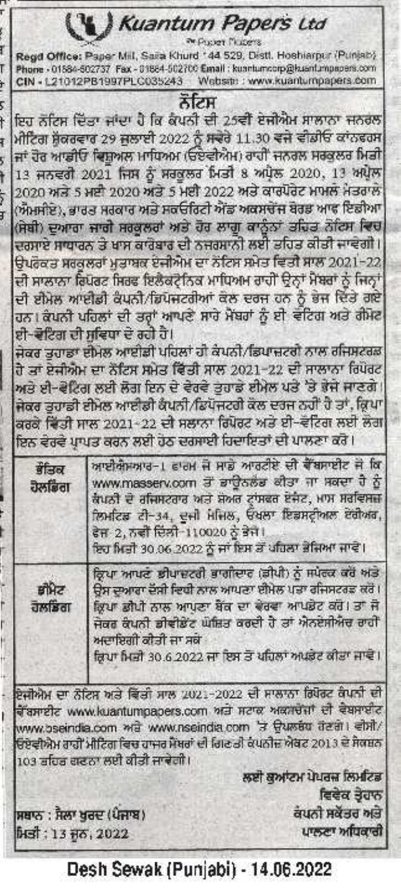# Kuantum Papers Ltd

Regd Office: Paper Mill, Saila Khurd 144 529, Distt. Hoshiarpur (Punjab)
Phone - 01884-502737 Fax - 01884-502700 Email : kuantumcorp@kuantumpapers.com
CIN - L21012PB1997PLC035243 Website : www.kuantumpapers.com

## ਨੋਟਿਸ

ਇਹ ਨੋਟਿਸ ਦਿੱਤਾ ਜਾਂਦਾ ਹੈ ਕਿ ਕੰਪਨੀ ਦੀ 25ਵੀਂ ਏਜੀਐਮ ਸਾਲਾਨਾ ਜਨਰਲ ਮੀਟਿੰਗ ਸ਼ੁੱਕਰਵਾਰ 29 ਜੁਲਾਈ 2022 ਨੂੰ ਸਵੇਰੇ 11.30 ਵਜੇ ਵੀਡੀਓ ਕਾਂਨਫਰਸ ਜਾਂ ਹੋਰ ਆਡੀਓ ਵਿਜ਼ੂਅਲ ਮਾਧਿਅਮ (ਓਵੀਐਮ) ਰਾਹੀਂ ਜਨਰਲ ਸਰਕੂਲਰ ਮਿਤੀ 13 ਜਨਵਰੀ 2021 ਜਿਸ ਨੂੰ ਸਰਕੂਲਰ ਮਿਤੀ 8 ਅਪ੍ਰੈਲ 2020, 13 ਅਪ੍ਰੈਲ 2020 ਅਤੇ 5 ਮਈ 2020 ਅਤੇ 5 ਮਈ 2022 ਅਤੇ ਕਾਰਪੋਰੇਟ ਮਾਮਲੇ ਮੰਤਰਾਲੇ (ਐਮਸੀਏ), ਭਾਰਤ ਸਰਕਾਰ ਅਤੇ ਸਕਓਰਿਟੀ ਐਂਡ ਅਕਸਚੇਂਜ ਬੋਰਡ ਆਫ ਇੰਡੀਆ (ਸੇਬੀ) ਦੁਆਰਾ ਜਾਰੀ ਸਰਕੂਲਰਾਂ ਅਤੇ ਹੋਰ ਲਾਗੂ ਕਾਨੂੰਨਾਂ ਤਹਿਤ ਨੋਟਿਸ ਵਿਚ ਦਰਸਾਏ ਸਾਧਾਰਨ ਤੇ ਖਾਸ ਕਾਰੋਬਾਰ ਦੀ ਨਜ਼ਰਸਾਨੀ ਲਈ ਤਹਿਤ ਕੀਤੀ ਜਾਵੇਗੀ। ਉਪਰੋਕਤ ਸਰਕੂਲਰਾਂ ਮੁਤਾਬਕ ਏਜੀਐਮ ਦਾ ਨੋਟਿਸ ਸਮੇਤ ਵਿੱਤੀ ਸਾਲ 2021-22 ਦੀ ਸਾਲਾਨਾ ਰਿਪੋਰਟ ਸਿਰਫ ਇਲੈਕਟ੍ਰੋਨਿਕ ਮਾਧਿਅਮ ਰਾਹੀਂ ਉਨ੍ਹਾਂ ਮੈਂਬਰਾਂ ਨੂੰ ਜਿਨ੍ਹਾਂ ਦੀ ਈਮੇਲ ਆਈਡੀ ਕੰਪਨੀ/ਡਿਪੌਜਟਰੀਆਂ ਕੋਲ ਦਰਜ ਹਨ ਨੂੰ ਭੇਜ ਦਿੱਤੇ ਗਏ ਹਨ। ਕੰਪਨੀ ਪਹਿਲਾਂ ਦੀ ਤਰ੍ਹਾਂ ਆਪਣੇ ਸਾਰੇ ਮੈਂਬਰਾਂ ਨੂੰ ਈ ਵੋਟਿੰਗ ਅਤੇ ਰੀਮੋਟ ਈ-ਵੋਟਿੰਗ ਦੀ ਸੁਵਿਧਾ ਦੇ ਰਹੀ ਹੈ।

ਜੇਕਰ ਤੁਹਾਡਾ ਈਮੇਲ ਆਈਡੀ ਪਹਿਲਾਂ ਹੀ ਕੰਪਨੀ/ਡਿਪਾਜ਼ਟਰੀ ਨਾਲ ਰਜਿਸਟਰਡ ਹੈ ਤਾਂ ਏਜੀਐਮ ਦਾ ਨੋਟਿਸ ਸਮੇਤ ਵਿੱਤੀ ਸਾਲ 2021-22 ਦੀ ਸਾਲਾਨਾ ਰਿਪੋਰਟ ਅਤੇ ਈ-ਵੋਟਿੰਗ ਲਈ ਲੋਗ ਇਨ ਦੇ ਵੇਰਵੇ ਤੁਹਾਡੇ ਈਮੇਲ ਪਤੇ 'ਤੇ ਭੇਜੇ ਜਾਣਗੇ। ਜੇਕਰ ਤੁਹਾਡੀ ਈਮੇਲ ਆਈਡੀ ਕੰਪਨੀ/ਡਿਪੌਜਟਰੀ ਕੋਲ ਦਰਜ ਨਹੀਂ ਹੈ ਤਾਂ, ਕ੍ਰਿਪਾ ਕਰਕੇ ਵਿੱਤੀ ਸਾਲ 2021-22 ਦੀ ਸਲਾਨਾ ਰਿਪੋਰਟ ਅਤੇ ਈ-ਵੋਟਿੰਗ ਲਈ ਲੋਗ ਇਨ ਵੇਰਵੇ ਪ੍ਰਾਪਤ ਕਰਨ ਲਈ ਹੇਠ ਦਰਸਾਈ ਹਿਦਾਇਤਾਂ ਦੀ ਪਾਲਣਾ ਕਰੋ।

| | |
|---|---|
| ਭੌਤਿਕ ਹੋਲਡਿੰਗ | ਆਈਐਸਆਰ-1 ਫਾਰਮ ਜੋ ਸਾਡੇ ਆਰਟੀਏ ਦੀ ਵੈੱਬਸਾਈਟ ਜੋ ਕਿ www.masserv.com ਤੋਂ ਡਾਊਨਲੋਡ ਕੀਤਾ ਜਾ ਸਕਦਾ ਹੈ ਨੂੰ ਕੰਪਨੀ ਦੇ ਰਜਿਸਟਰਾਰ ਅਤੇ ਸ਼ੇਅਰ ਟ੍ਰਾਂਸਫਰ ਏਜੰਟ, ਮਾਸ ਸਰਵਿਸਜ਼ ਲਿਮਟਿਡ ਟੀ-34, ਦੂਜੀ ਮੰਜ਼ਿਲ, ਓਖਲਾ ਇੰਡਸਟ੍ਰੀਅਲ ਏਰੀਅਰ, ਫੇਜ਼ 2, ਨਵੀਂ ਦਿੱਲੀ-110020 ਨੂੰ ਭੇਜੋ। ਇਹ ਮਿਤੀ 30.06.2022 ਨੂੰ ਜਾਂ ਇਸ ਤੋਂ ਪਹਿਲਾ ਭੇਜਿਆ ਜਾਵੇ। |
| ਡੀਮੈਟ ਹੋਲਡਿੰਗ | ਕ੍ਰਿਪਾ ਆਪਣੇ ਡੀਪਾਜ਼ਟਰੀ ਭਾਗੀਦਾਰ (ਡੀਪੀ) ਨੂੰ ਸੰਪਰਕ ਕਰੋ ਅਤੇ ਉਸ ਦੁਆਰਾ ਦੱਸੀ ਵਿਧੀ ਨਾਲ ਆਪਣਾ ਈਮੇਲ ਪਤਾ ਰਜਿਸਟਰਡ ਕਰੋ। ਕ੍ਰਿਪਾ ਡੀਪੀ ਨਾਲ ਆਪਣਾ ਬੈਂਕ ਦਾ ਵੇਰਵਾ ਅਪਡੇਟ ਕਰੋ। ਤਾਂ ਜੋ ਜੇਕਰ ਕੰਪਨੀ ਡੀਵੀਡੇਂਟ ਘੋਸ਼ਿਤ ਕਰਦੀ ਹੈ ਤਾਂ ਐਨਈਸੀਐਸ ਰਾਹੀਂ ਅਦਾਇਗੀ ਕੀਤੀ ਜਾ ਸਕੇ। ਕ੍ਰਿਪਾ ਮਿਤੀ 30.6.2022 ਜਾਂ ਇਸ ਤੋਂ ਪਹਿਲਾਂ ਅਪਡੇਟ ਕੀਤਾ ਜਾਵੇ। |

ਏਜੀਐਮ ਦਾ ਨੋਟਿਸ ਅਤੇ ਵਿੱਤੀ ਸਾਲ 2021-2022 ਦੀ ਸਾਲਾਨਾ ਰਿਪੋਰਟ ਕੰਪਨੀ ਦੀ ਵੈੱਬਸਾਈਟ www.kuantumpapers.com ਅਤੇ ਸਟਾਕ ਅਕਸਚੇਂਜਾਂ ਦੀ ਵੈਬਸਾਈਟ www.bseindia.com ਅਤੇ www.nseindia.com 'ਤੇ ਉਪਲੱਬਧ ਹੋਣਗੇ। ਵੀਸੀ/ਓਏਵੀਐਮ ਰਾਹੀਂ ਮੀਟਿੰਗ ਵਿਚ ਹਾਜ਼ਰ ਮੈਂਬਰਾਂ ਦੀ ਗਿਣਤੀ ਕੰਪਨੀਜ਼ ਐਕਟ 2013 ਦੇ ਸੈਕਸ਼ਨ 103 ਤਹਿਤ ਕੋਰਮ ਲਈ ਕੀਤੀ ਜਾਵੇਗੀ।

ਲਈ ਕੁਆਂਟਮ ਪੇਪਰਜ਼ ਲਿਮਟਿਡ
ਵਿਵੇਕ ਤ੍ਰੇਹਨ
ਕੰਪਨੀ ਸਕੱਤਰ ਅਤੇ ਪਾਲਣਾ ਅਧਿਕਾਰੀ

ਸਥਾਨ : ਸੈਲਾ ਖੁਰਦ (ਪੰਜਾਬ)
ਮਿਤੀ : 13 ਜੂਨ, 2022

**Desh Sewak (Punjabi) - 14.06.2022**